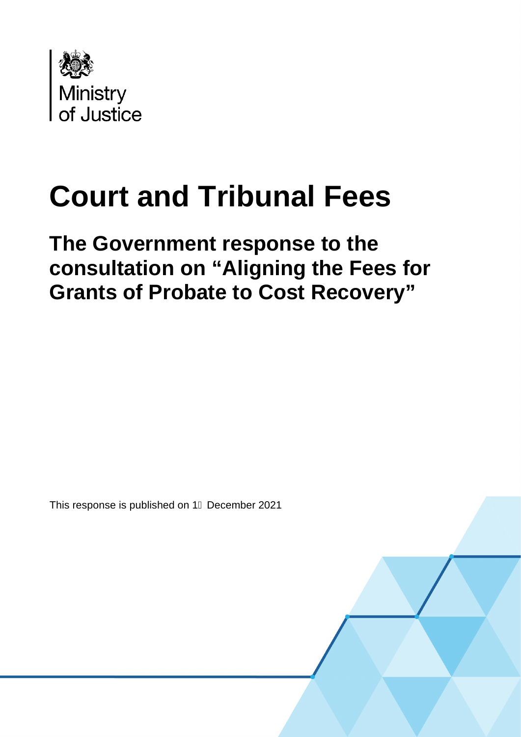Ministry of Justice

# Court and Tribunal Fees

## The Government response to the consultation on "Aligning the Fees for Grants of Probate to Cost Recovery"

This response is published on 1 December 2021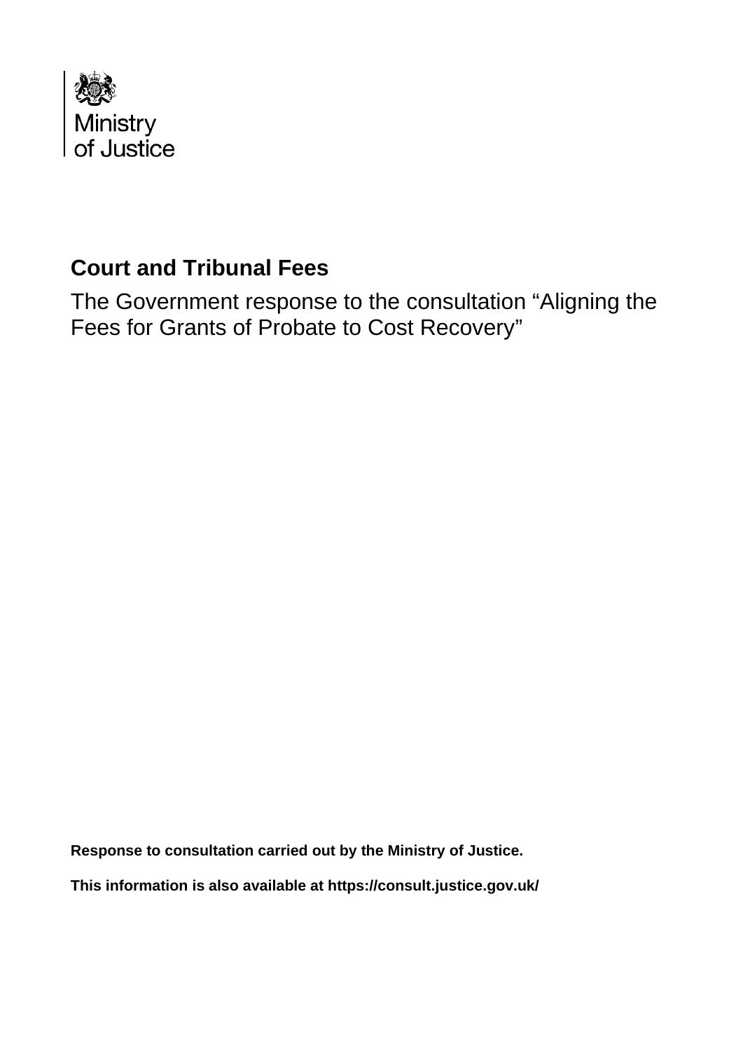Ministry of Justice

# Court and Tribunal Fees

The Government response to the consultation "Aligning the Fees for Grants of Probate to Cost Recovery"

**Response to consultation carried out by the Ministry of Justice.**

**This information is also available at https://consult.justice.gov.uk/**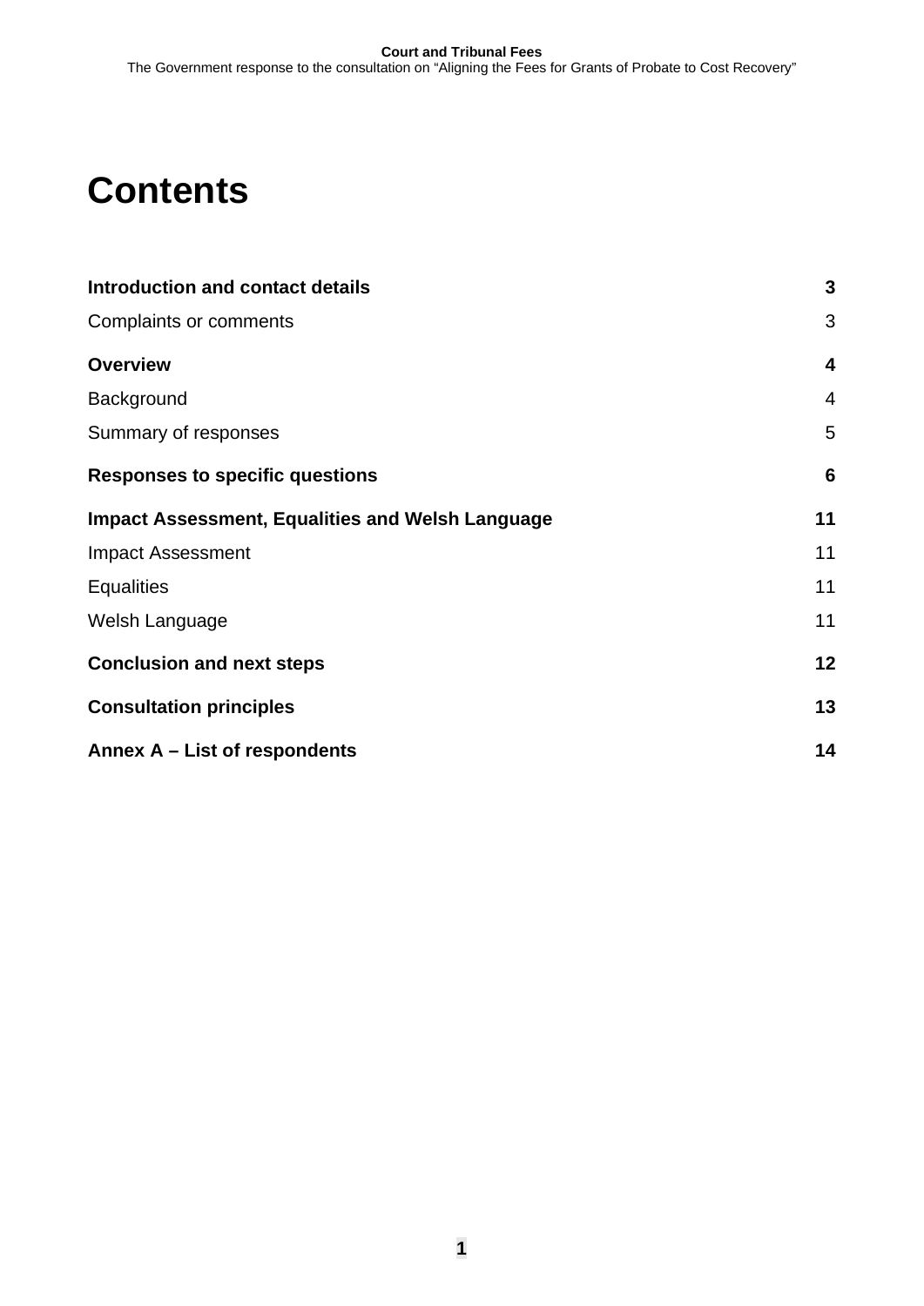# Contents

| | |
|---|---|
| **Introduction and contact details** | **3** |
| Complaints or comments | 3 |
| **Overview** | **4** |
| Background | 4 |
| Summary of responses | 5 |
| **Responses to specific questions** | **6** |
| **Impact Assessment, Equalities and Welsh Language** | **11** |
| Impact Assessment | 11 |
| Equalities | 11 |
| Welsh Language | 11 |
| **Conclusion and next steps** | **12** |
| **Consultation principles** | **13** |
| **Annex A – List of respondents** | **14** |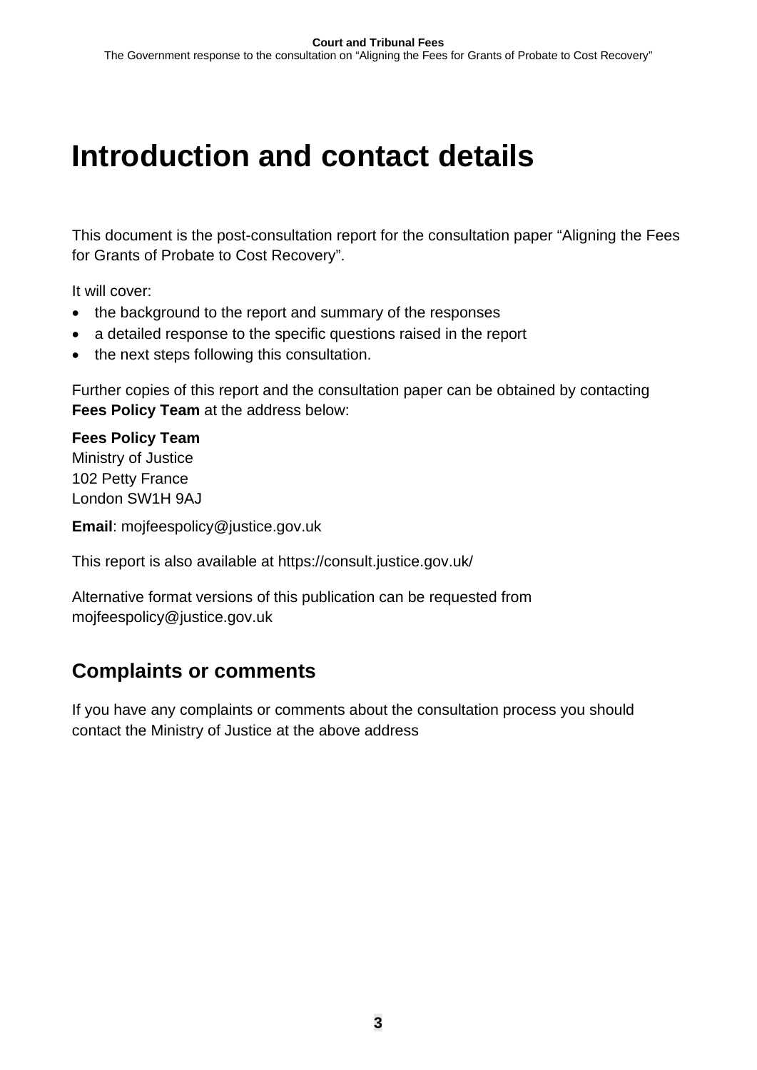# Introduction and contact details

This document is the post-consultation report for the consultation paper "Aligning the Fees for Grants of Probate to Cost Recovery".

It will cover:

- the background to the report and summary of the responses
- a detailed response to the specific questions raised in the report
- the next steps following this consultation.

Further copies of this report and the consultation paper can be obtained by contacting **Fees Policy Team** at the address below:

**Fees Policy Team**  
Ministry of Justice  
102 Petty France  
London SW1H 9AJ

**Email**: mojfeespolicy@justice.gov.uk

This report is also available at https://consult.justice.gov.uk/

Alternative format versions of this publication can be requested from mojfeespolicy@justice.gov.uk

## Complaints or comments

If you have any complaints or comments about the consultation process you should contact the Ministry of Justice at the above address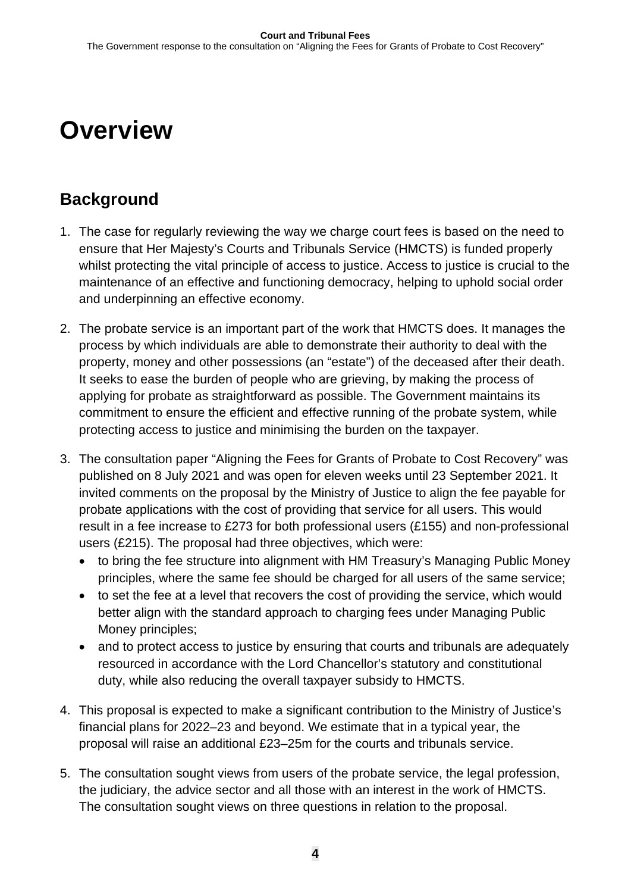# Overview

## Background

1. The case for regularly reviewing the way we charge court fees is based on the need to ensure that Her Majesty's Courts and Tribunals Service (HMCTS) is funded properly whilst protecting the vital principle of access to justice. Access to justice is crucial to the maintenance of an effective and functioning democracy, helping to uphold social order and underpinning an effective economy.

2. The probate service is an important part of the work that HMCTS does. It manages the process by which individuals are able to demonstrate their authority to deal with the property, money and other possessions (an "estate") of the deceased after their death. It seeks to ease the burden of people who are grieving, by making the process of applying for probate as straightforward as possible. The Government maintains its commitment to ensure the efficient and effective running of the probate system, while protecting access to justice and minimising the burden on the taxpayer.

3. The consultation paper "Aligning the Fees for Grants of Probate to Cost Recovery" was published on 8 July 2021 and was open for eleven weeks until 23 September 2021. It invited comments on the proposal by the Ministry of Justice to align the fee payable for probate applications with the cost of providing that service for all users. This would result in a fee increase to £273 for both professional users (£155) and non-professional users (£215). The proposal had three objectives, which were:
   - to bring the fee structure into alignment with HM Treasury's Managing Public Money principles, where the same fee should be charged for all users of the same service;
   - to set the fee at a level that recovers the cost of providing the service, which would better align with the standard approach to charging fees under Managing Public Money principles;
   - and to protect access to justice by ensuring that courts and tribunals are adequately resourced in accordance with the Lord Chancellor's statutory and constitutional duty, while also reducing the overall taxpayer subsidy to HMCTS.

4. This proposal is expected to make a significant contribution to the Ministry of Justice's financial plans for 2022–23 and beyond. We estimate that in a typical year, the proposal will raise an additional £23–25m for the courts and tribunals service.

5. The consultation sought views from users of the probate service, the legal profession, the judiciary, the advice sector and all those with an interest in the work of HMCTS. The consultation sought views on three questions in relation to the proposal.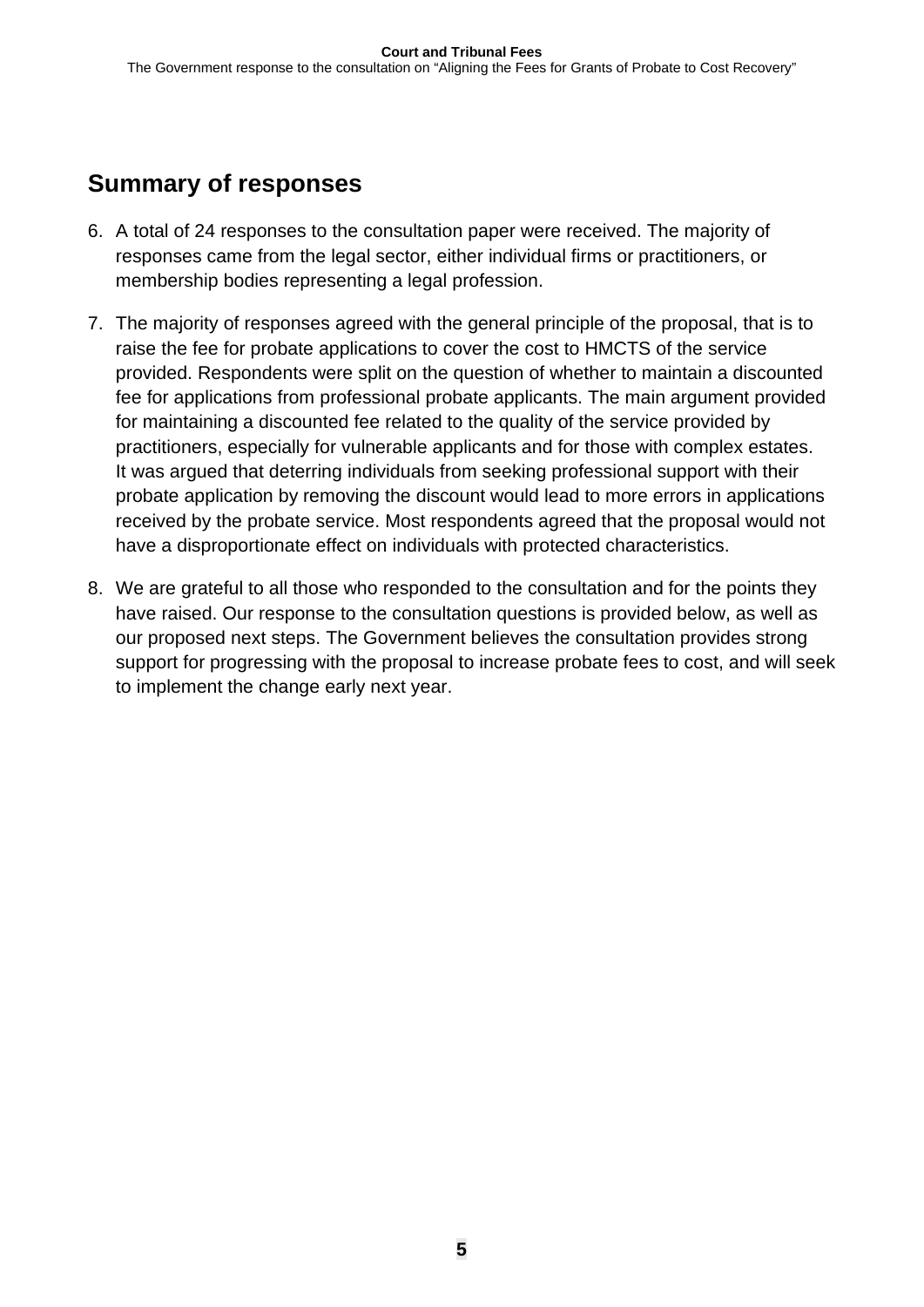## Summary of responses

6. A total of 24 responses to the consultation paper were received. The majority of responses came from the legal sector, either individual firms or practitioners, or membership bodies representing a legal profession.

7. The majority of responses agreed with the general principle of the proposal, that is to raise the fee for probate applications to cover the cost to HMCTS of the service provided. Respondents were split on the question of whether to maintain a discounted fee for applications from professional probate applicants. The main argument provided for maintaining a discounted fee related to the quality of the service provided by practitioners, especially for vulnerable applicants and for those with complex estates. It was argued that deterring individuals from seeking professional support with their probate application by removing the discount would lead to more errors in applications received by the probate service. Most respondents agreed that the proposal would not have a disproportionate effect on individuals with protected characteristics.

8. We are grateful to all those who responded to the consultation and for the points they have raised. Our response to the consultation questions is provided below, as well as our proposed next steps. The Government believes the consultation provides strong support for progressing with the proposal to increase probate fees to cost, and will seek to implement the change early next year.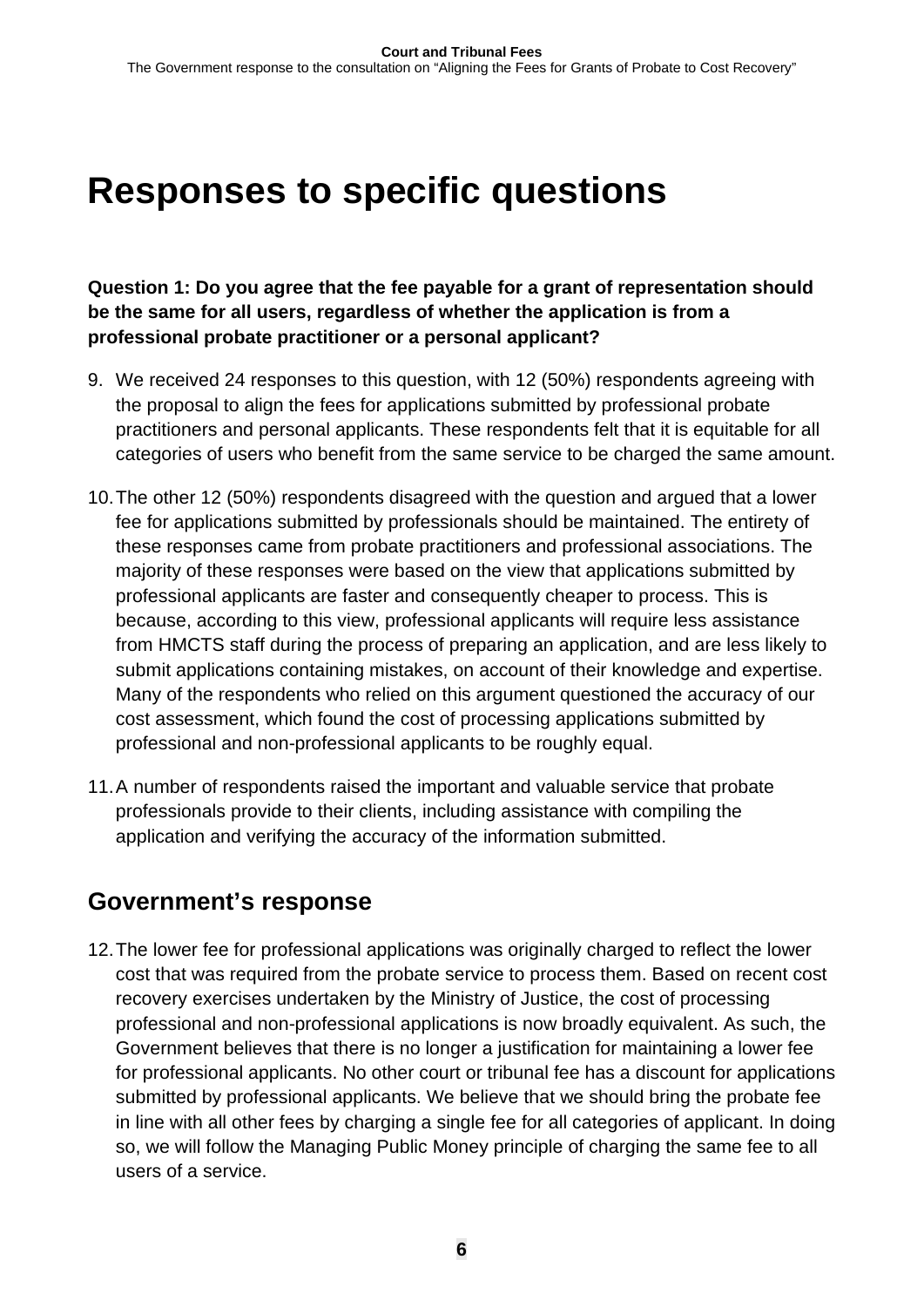# Responses to specific questions

**Question 1: Do you agree that the fee payable for a grant of representation should be the same for all users, regardless of whether the application is from a professional probate practitioner or a personal applicant?**

9. We received 24 responses to this question, with 12 (50%) respondents agreeing with the proposal to align the fees for applications submitted by professional probate practitioners and personal applicants. These respondents felt that it is equitable for all categories of users who benefit from the same service to be charged the same amount.

10. The other 12 (50%) respondents disagreed with the question and argued that a lower fee for applications submitted by professionals should be maintained. The entirety of these responses came from probate practitioners and professional associations. The majority of these responses were based on the view that applications submitted by professional applicants are faster and consequently cheaper to process. This is because, according to this view, professional applicants will require less assistance from HMCTS staff during the process of preparing an application, and are less likely to submit applications containing mistakes, on account of their knowledge and expertise. Many of the respondents who relied on this argument questioned the accuracy of our cost assessment, which found the cost of processing applications submitted by professional and non-professional applicants to be roughly equal.

11. A number of respondents raised the important and valuable service that probate professionals provide to their clients, including assistance with compiling the application and verifying the accuracy of the information submitted.

## Government's response

12. The lower fee for professional applications was originally charged to reflect the lower cost that was required from the probate service to process them. Based on recent cost recovery exercises undertaken by the Ministry of Justice, the cost of processing professional and non-professional applications is now broadly equivalent. As such, the Government believes that there is no longer a justification for maintaining a lower fee for professional applicants. No other court or tribunal fee has a discount for applications submitted by professional applicants. We believe that we should bring the probate fee in line with all other fees by charging a single fee for all categories of applicant. In doing so, we will follow the Managing Public Money principle of charging the same fee to all users of a service.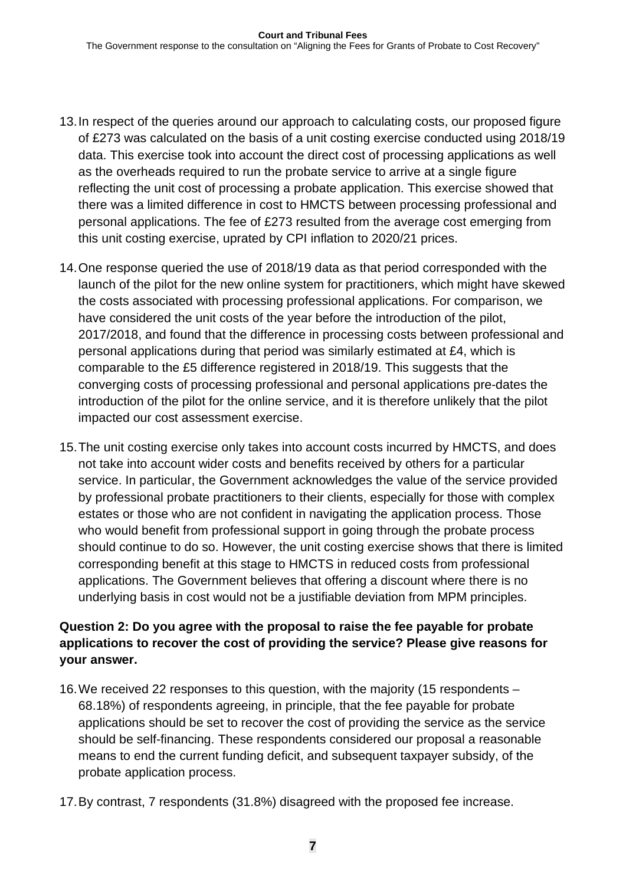13. In respect of the queries around our approach to calculating costs, our proposed figure of £273 was calculated on the basis of a unit costing exercise conducted using 2018/19 data. This exercise took into account the direct cost of processing applications as well as the overheads required to run the probate service to arrive at a single figure reflecting the unit cost of processing a probate application. This exercise showed that there was a limited difference in cost to HMCTS between processing professional and personal applications. The fee of £273 resulted from the average cost emerging from this unit costing exercise, uprated by CPI inflation to 2020/21 prices.

14. One response queried the use of 2018/19 data as that period corresponded with the launch of the pilot for the new online system for practitioners, which might have skewed the costs associated with processing professional applications. For comparison, we have considered the unit costs of the year before the introduction of the pilot, 2017/2018, and found that the difference in processing costs between professional and personal applications during that period was similarly estimated at £4, which is comparable to the £5 difference registered in 2018/19. This suggests that the converging costs of processing professional and personal applications pre-dates the introduction of the pilot for the online service, and it is therefore unlikely that the pilot impacted our cost assessment exercise.

15. The unit costing exercise only takes into account costs incurred by HMCTS, and does not take into account wider costs and benefits received by others for a particular service. In particular, the Government acknowledges the value of the service provided by professional probate practitioners to their clients, especially for those with complex estates or those who are not confident in navigating the application process. Those who would benefit from professional support in going through the probate process should continue to do so. However, the unit costing exercise shows that there is limited corresponding benefit at this stage to HMCTS in reduced costs from professional applications. The Government believes that offering a discount where there is no underlying basis in cost would not be a justifiable deviation from MPM principles.

**Question 2: Do you agree with the proposal to raise the fee payable for probate applications to recover the cost of providing the service? Please give reasons for your answer.**

16. We received 22 responses to this question, with the majority (15 respondents – 68.18%) of respondents agreeing, in principle, that the fee payable for probate applications should be set to recover the cost of providing the service as the service should be self-financing. These respondents considered our proposal a reasonable means to end the current funding deficit, and subsequent taxpayer subsidy, of the probate application process.

17. By contrast, 7 respondents (31.8%) disagreed with the proposed fee increase.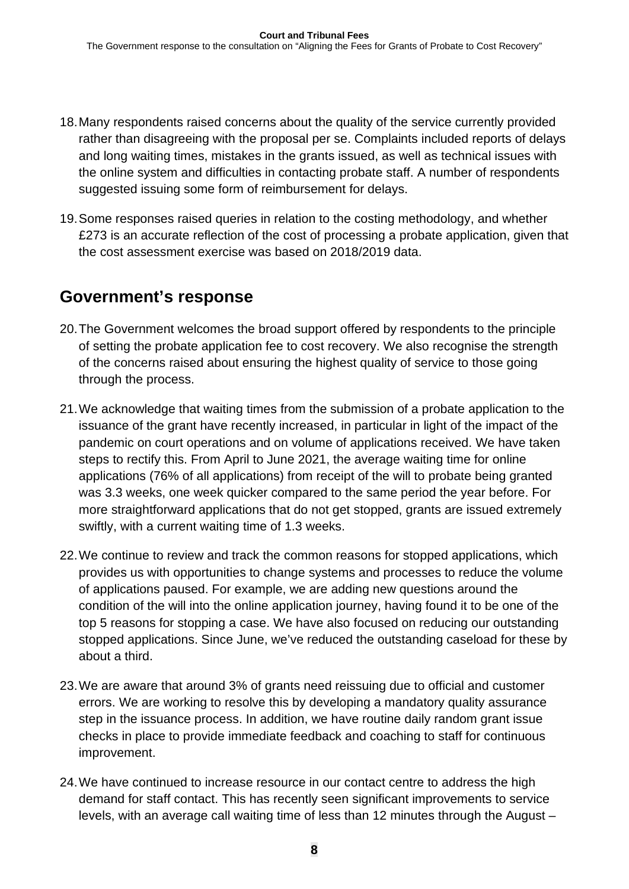18. Many respondents raised concerns about the quality of the service currently provided rather than disagreeing with the proposal per se. Complaints included reports of delays and long waiting times, mistakes in the grants issued, as well as technical issues with the online system and difficulties in contacting probate staff. A number of respondents suggested issuing some form of reimbursement for delays.

19. Some responses raised queries in relation to the costing methodology, and whether £273 is an accurate reflection of the cost of processing a probate application, given that the cost assessment exercise was based on 2018/2019 data.

## Government's response

20. The Government welcomes the broad support offered by respondents to the principle of setting the probate application fee to cost recovery. We also recognise the strength of the concerns raised about ensuring the highest quality of service to those going through the process.

21. We acknowledge that waiting times from the submission of a probate application to the issuance of the grant have recently increased, in particular in light of the impact of the pandemic on court operations and on volume of applications received. We have taken steps to rectify this. From April to June 2021, the average waiting time for online applications (76% of all applications) from receipt of the will to probate being granted was 3.3 weeks, one week quicker compared to the same period the year before. For more straightforward applications that do not get stopped, grants are issued extremely swiftly, with a current waiting time of 1.3 weeks.

22. We continue to review and track the common reasons for stopped applications, which provides us with opportunities to change systems and processes to reduce the volume of applications paused. For example, we are adding new questions around the condition of the will into the online application journey, having found it to be one of the top 5 reasons for stopping a case. We have also focused on reducing our outstanding stopped applications. Since June, we've reduced the outstanding caseload for these by about a third.

23. We are aware that around 3% of grants need reissuing due to official and customer errors. We are working to resolve this by developing a mandatory quality assurance step in the issuance process. In addition, we have routine daily random grant issue checks in place to provide immediate feedback and coaching to staff for continuous improvement.

24. We have continued to increase resource in our contact centre to address the high demand for staff contact. This has recently seen significant improvements to service levels, with an average call waiting time of less than 12 minutes through the August –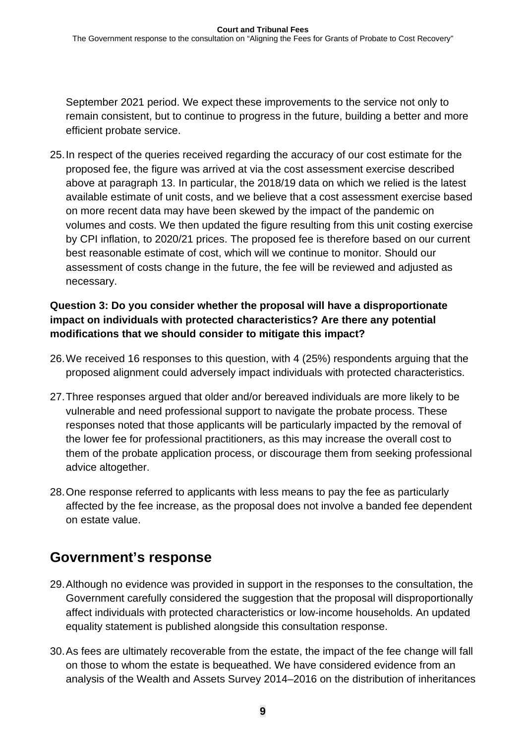September 2021 period. We expect these improvements to the service not only to remain consistent, but to continue to progress in the future, building a better and more efficient probate service.

25. In respect of the queries received regarding the accuracy of our cost estimate for the proposed fee, the figure was arrived at via the cost assessment exercise described above at paragraph 13. In particular, the 2018/19 data on which we relied is the latest available estimate of unit costs, and we believe that a cost assessment exercise based on more recent data may have been skewed by the impact of the pandemic on volumes and costs. We then updated the figure resulting from this unit costing exercise by CPI inflation, to 2020/21 prices. The proposed fee is therefore based on our current best reasonable estimate of cost, which will we continue to monitor. Should our assessment of costs change in the future, the fee will be reviewed and adjusted as necessary.

**Question 3: Do you consider whether the proposal will have a disproportionate impact on individuals with protected characteristics? Are there any potential modifications that we should consider to mitigate this impact?**

26. We received 16 responses to this question, with 4 (25%) respondents arguing that the proposed alignment could adversely impact individuals with protected characteristics.

27. Three responses argued that older and/or bereaved individuals are more likely to be vulnerable and need professional support to navigate the probate process. These responses noted that those applicants will be particularly impacted by the removal of the lower fee for professional practitioners, as this may increase the overall cost to them of the probate application process, or discourage them from seeking professional advice altogether.

28. One response referred to applicants with less means to pay the fee as particularly affected by the fee increase, as the proposal does not involve a banded fee dependent on estate value.

## Government's response

29. Although no evidence was provided in support in the responses to the consultation, the Government carefully considered the suggestion that the proposal will disproportionally affect individuals with protected characteristics or low-income households. An updated equality statement is published alongside this consultation response.

30. As fees are ultimately recoverable from the estate, the impact of the fee change will fall on those to whom the estate is bequeathed. We have considered evidence from an analysis of the Wealth and Assets Survey 2014–2016 on the distribution of inheritances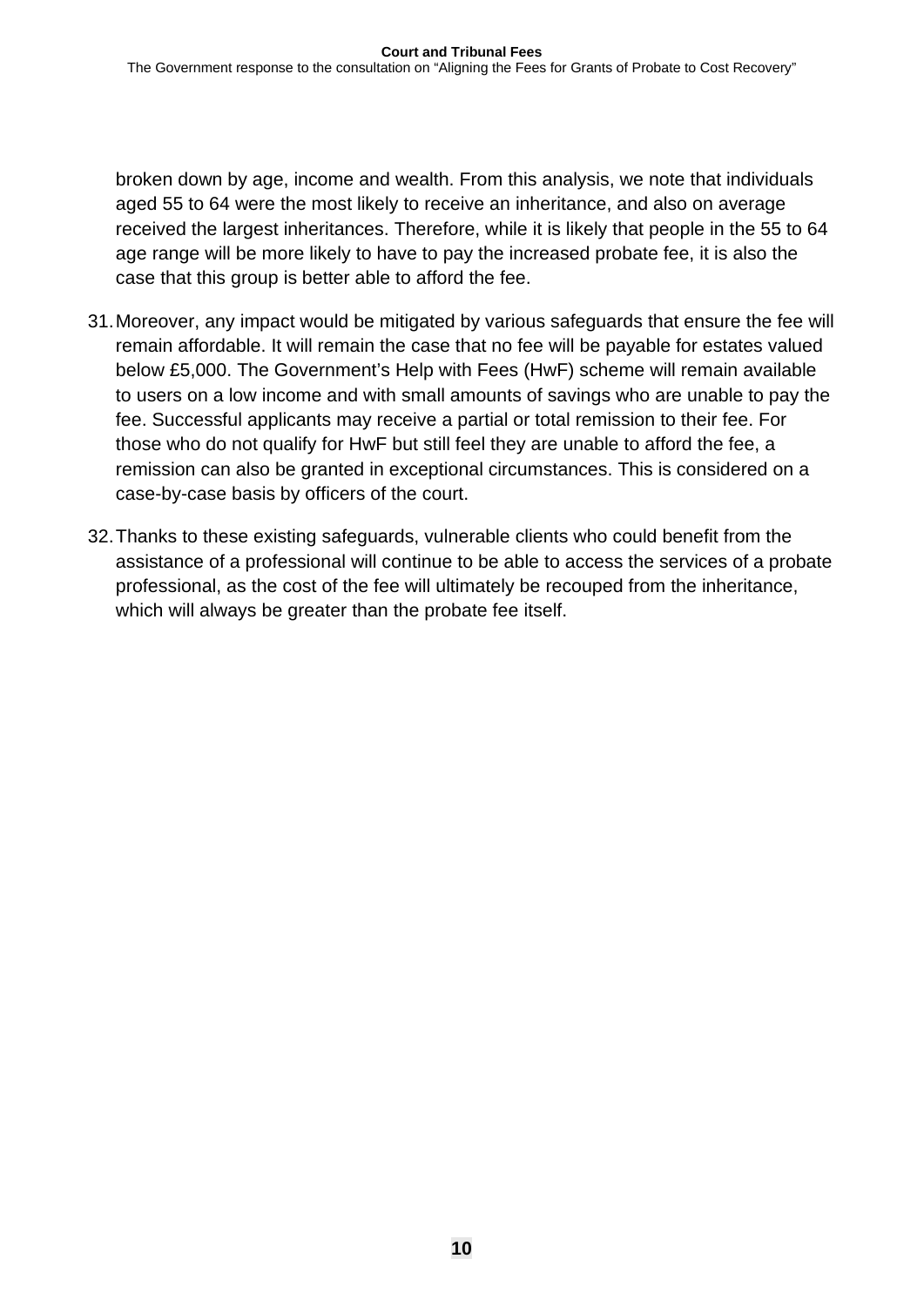broken down by age, income and wealth. From this analysis, we note that individuals aged 55 to 64 were the most likely to receive an inheritance, and also on average received the largest inheritances. Therefore, while it is likely that people in the 55 to 64 age range will be more likely to have to pay the increased probate fee, it is also the case that this group is better able to afford the fee.

31. Moreover, any impact would be mitigated by various safeguards that ensure the fee will remain affordable. It will remain the case that no fee will be payable for estates valued below £5,000. The Government's Help with Fees (HwF) scheme will remain available to users on a low income and with small amounts of savings who are unable to pay the fee. Successful applicants may receive a partial or total remission to their fee. For those who do not qualify for HwF but still feel they are unable to afford the fee, a remission can also be granted in exceptional circumstances. This is considered on a case-by-case basis by officers of the court.

32. Thanks to these existing safeguards, vulnerable clients who could benefit from the assistance of a professional will continue to be able to access the services of a probate professional, as the cost of the fee will ultimately be recouped from the inheritance, which will always be greater than the probate fee itself.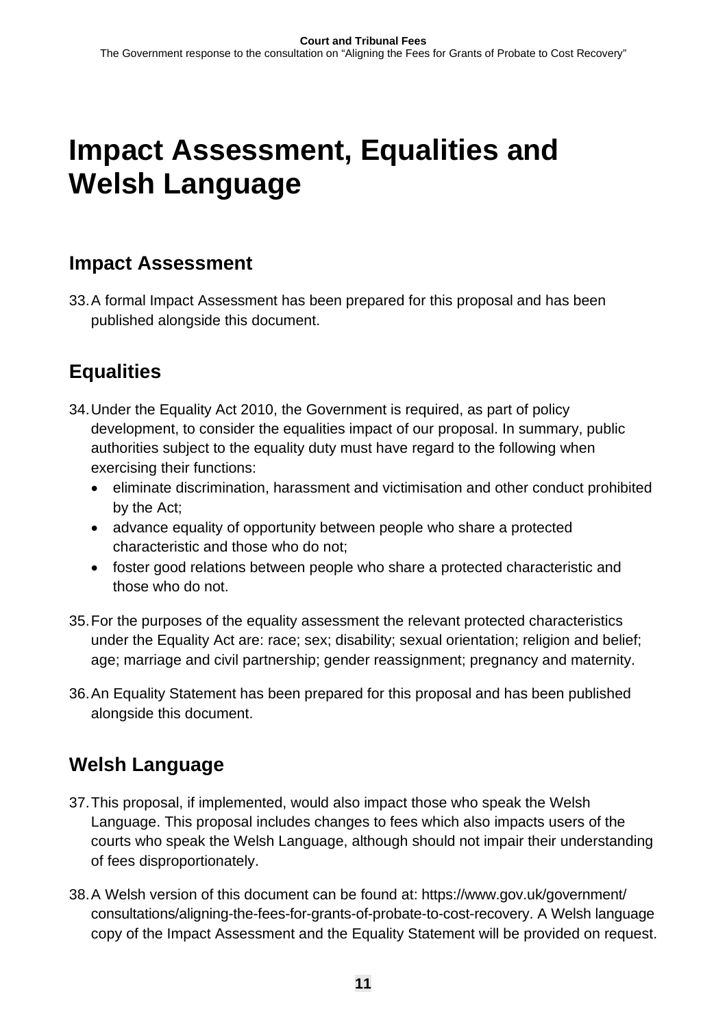# Impact Assessment, Equalities and Welsh Language

## Impact Assessment

33. A formal Impact Assessment has been prepared for this proposal and has been published alongside this document.

## Equalities

34. Under the Equality Act 2010, the Government is required, as part of policy development, to consider the equalities impact of our proposal. In summary, public authorities subject to the equality duty must have regard to the following when exercising their functions:
    - eliminate discrimination, harassment and victimisation and other conduct prohibited by the Act;
    - advance equality of opportunity between people who share a protected characteristic and those who do not;
    - foster good relations between people who share a protected characteristic and those who do not.

35. For the purposes of the equality assessment the relevant protected characteristics under the Equality Act are: race; sex; disability; sexual orientation; religion and belief; age; marriage and civil partnership; gender reassignment; pregnancy and maternity.

36. An Equality Statement has been prepared for this proposal and has been published alongside this document.

## Welsh Language

37. This proposal, if implemented, would also impact those who speak the Welsh Language. This proposal includes changes to fees which also impacts users of the courts who speak the Welsh Language, although should not impair their understanding of fees disproportionately.

38. A Welsh version of this document can be found at: https://www.gov.uk/government/consultations/aligning-the-fees-for-grants-of-probate-to-cost-recovery. A Welsh language copy of the Impact Assessment and the Equality Statement will be provided on request.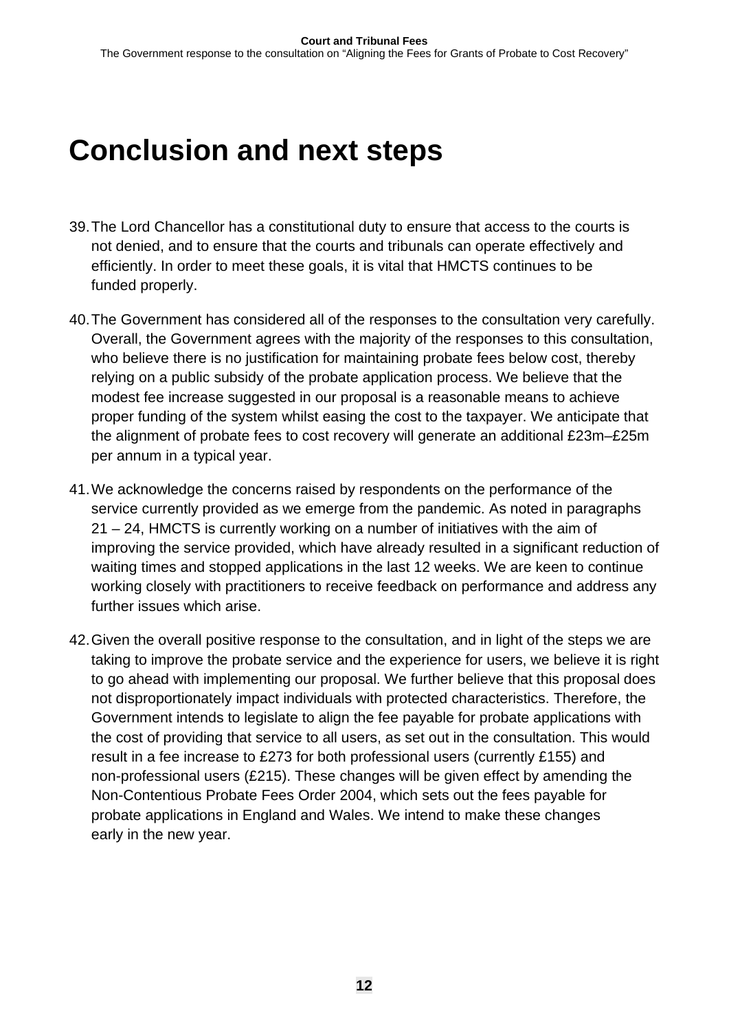# Conclusion and next steps

39. The Lord Chancellor has a constitutional duty to ensure that access to the courts is not denied, and to ensure that the courts and tribunals can operate effectively and efficiently. In order to meet these goals, it is vital that HMCTS continues to be funded properly.

40. The Government has considered all of the responses to the consultation very carefully. Overall, the Government agrees with the majority of the responses to this consultation, who believe there is no justification for maintaining probate fees below cost, thereby relying on a public subsidy of the probate application process. We believe that the modest fee increase suggested in our proposal is a reasonable means to achieve proper funding of the system whilst easing the cost to the taxpayer. We anticipate that the alignment of probate fees to cost recovery will generate an additional £23m–£25m per annum in a typical year.

41. We acknowledge the concerns raised by respondents on the performance of the service currently provided as we emerge from the pandemic. As noted in paragraphs 21 – 24, HMCTS is currently working on a number of initiatives with the aim of improving the service provided, which have already resulted in a significant reduction of waiting times and stopped applications in the last 12 weeks. We are keen to continue working closely with practitioners to receive feedback on performance and address any further issues which arise.

42. Given the overall positive response to the consultation, and in light of the steps we are taking to improve the probate service and the experience for users, we believe it is right to go ahead with implementing our proposal. We further believe that this proposal does not disproportionately impact individuals with protected characteristics. Therefore, the Government intends to legislate to align the fee payable for probate applications with the cost of providing that service to all users, as set out in the consultation. This would result in a fee increase to £273 for both professional users (currently £155) and non-professional users (£215). These changes will be given effect by amending the Non-Contentious Probate Fees Order 2004, which sets out the fees payable for probate applications in England and Wales. We intend to make these changes early in the new year.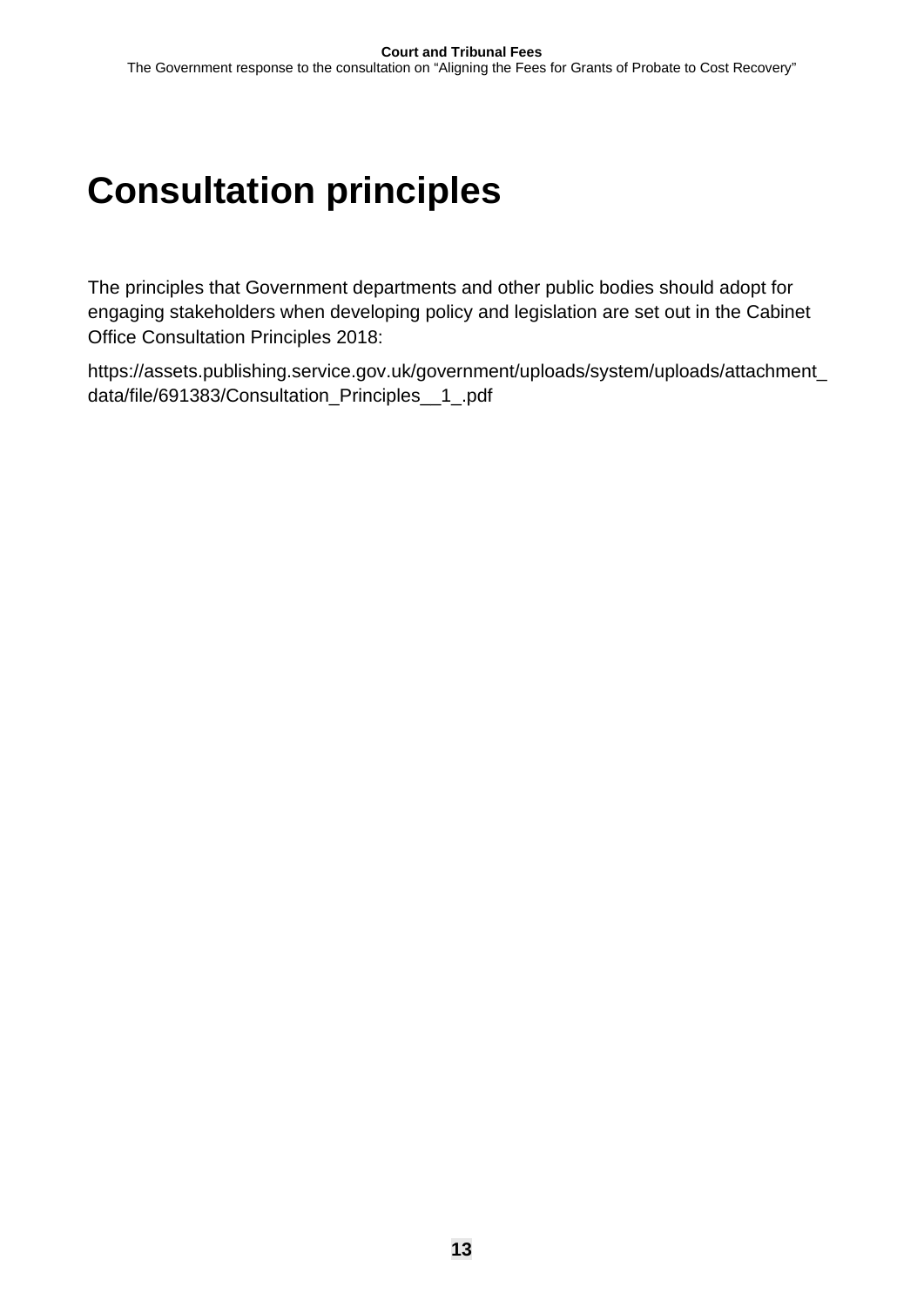# Consultation principles

The principles that Government departments and other public bodies should adopt for engaging stakeholders when developing policy and legislation are set out in the Cabinet Office Consultation Principles 2018:

https://assets.publishing.service.gov.uk/government/uploads/system/uploads/attachment_data/file/691383/Consultation_Principles__1_.pdf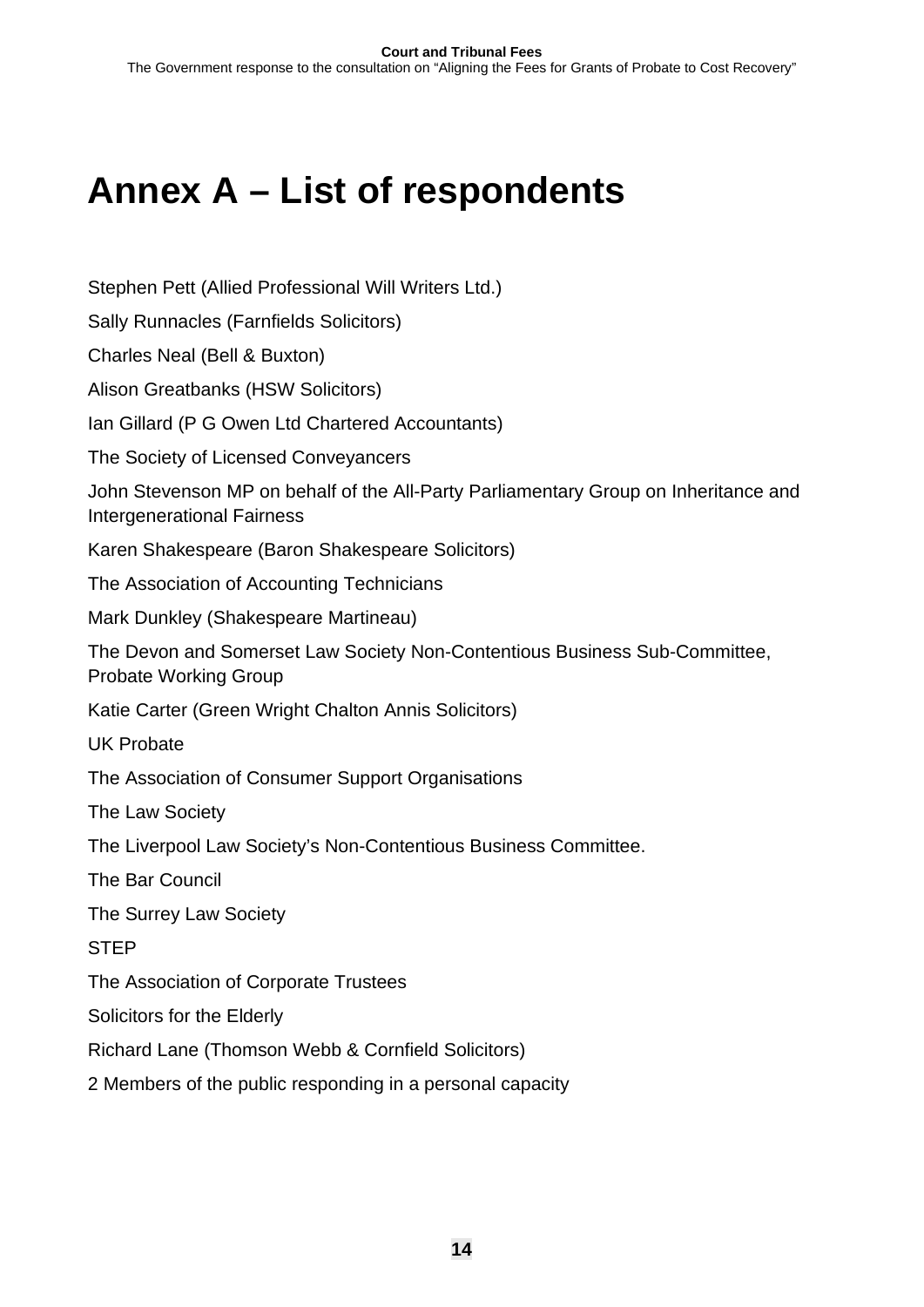# Annex A – List of respondents

Stephen Pett (Allied Professional Will Writers Ltd.)

Sally Runnacles (Farnfields Solicitors)

Charles Neal (Bell & Buxton)

Alison Greatbanks (HSW Solicitors)

Ian Gillard (P G Owen Ltd Chartered Accountants)

The Society of Licensed Conveyancers

John Stevenson MP on behalf of the All-Party Parliamentary Group on Inheritance and Intergenerational Fairness

Karen Shakespeare (Baron Shakespeare Solicitors)

The Association of Accounting Technicians

Mark Dunkley (Shakespeare Martineau)

The Devon and Somerset Law Society Non-Contentious Business Sub-Committee, Probate Working Group

Katie Carter (Green Wright Chalton Annis Solicitors)

UK Probate

The Association of Consumer Support Organisations

The Law Society

The Liverpool Law Society's Non-Contentious Business Committee.

The Bar Council

The Surrey Law Society

STEP

The Association of Corporate Trustees

Solicitors for the Elderly

Richard Lane (Thomson Webb & Cornfield Solicitors)

2 Members of the public responding in a personal capacity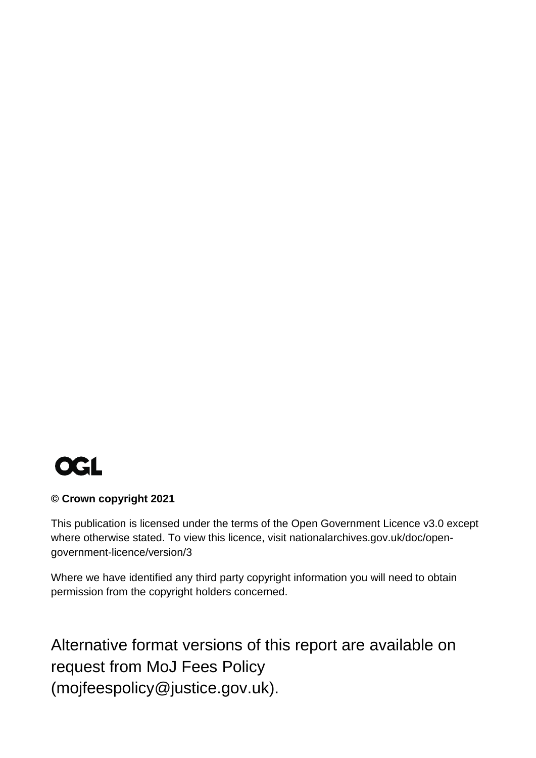OGL

**© Crown copyright 2021**

This publication is licensed under the terms of the Open Government Licence v3.0 except where otherwise stated. To view this licence, visit nationalarchives.gov.uk/doc/open-government-licence/version/3

Where we have identified any third party copyright information you will need to obtain permission from the copyright holders concerned.

Alternative format versions of this report are available on request from MoJ Fees Policy (mojfeespolicy@justice.gov.uk).